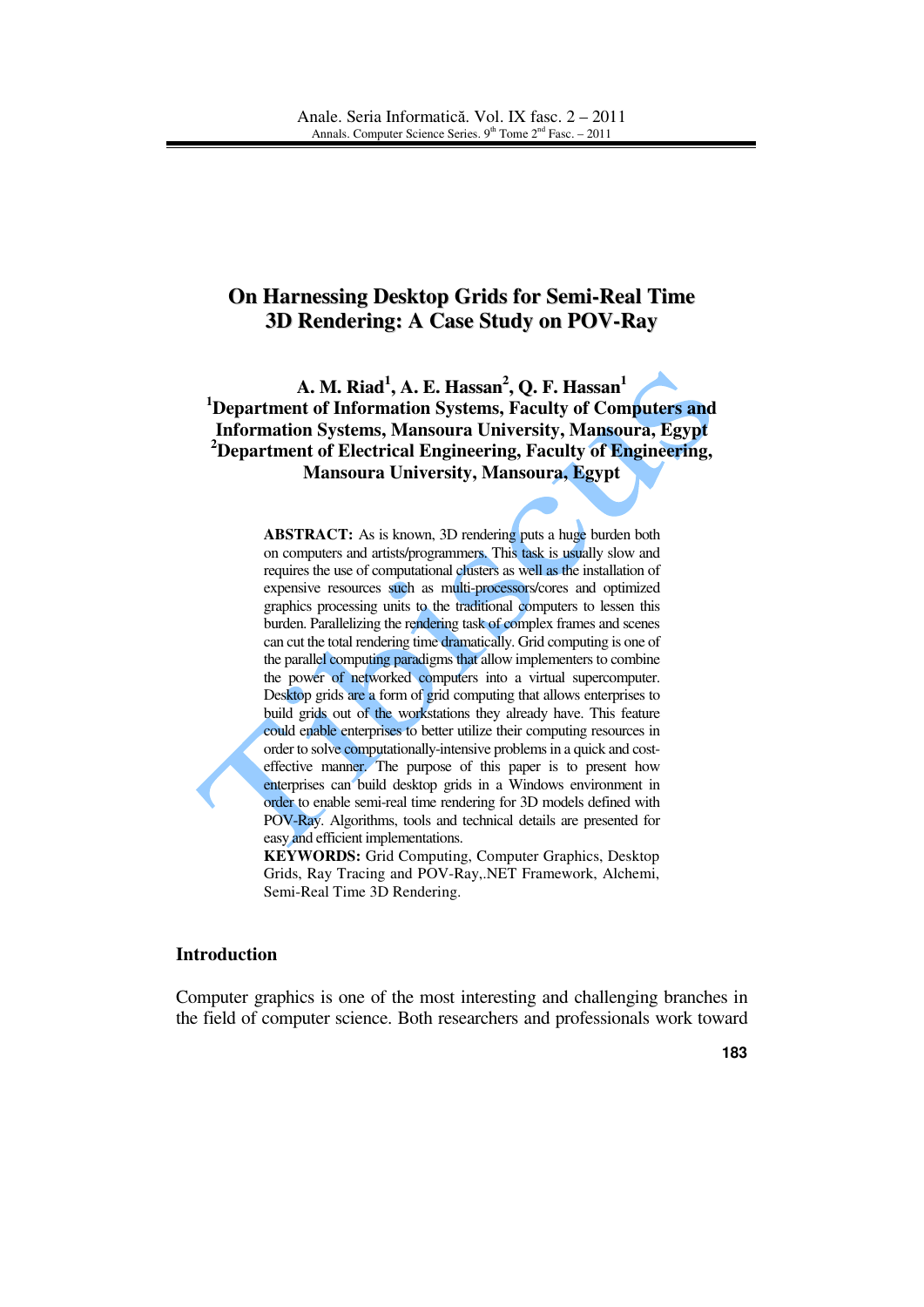# On Harnessing Desktop Grids for Semi-Real Time 3D Rendering: A Case Study on POV-Ray

**A. M. Riad[1], A. E. Hassan[2], Q. F. Hassan[1]**
**[1]Department of Information Systems, Faculty of Computers and Information Systems, Mansoura University, Mansoura, Egypt**
**[2]Department of Electrical Engineering, Faculty of Engineering, Mansoura University, Mansoura, Egypt**

**ABSTRACT:** As is known, 3D rendering puts a huge burden both on computers and artists/programmers. This task is usually slow and requires the use of computational clusters as well as the installation of expensive resources such as multi-processors/cores and optimized graphics processing units to the traditional computers to lessen this burden. Parallelizing the rendering task of complex frames and scenes can cut the total rendering time dramatically. Grid computing is one of the parallel computing paradigms that allow implementers to combine the power of networked computers into a virtual supercomputer. Desktop grids are a form of grid computing that allows enterprises to build grids out of the workstations they already have. This feature could enable enterprises to better utilize their computing resources in order to solve computationally-intensive problems in a quick and cost-effective manner. The purpose of this paper is to present how enterprises can build desktop grids in a Windows environment in order to enable semi-real time rendering for 3D models defined with POV-Ray. Algorithms, tools and technical details are presented for easy and efficient implementations.

**KEYWORDS:** Grid Computing, Computer Graphics, Desktop Grids, Ray Tracing and POV-Ray,.NET Framework, Alchemi, Semi-Real Time 3D Rendering.

## Introduction

Computer graphics is one of the most interesting and challenging branches in the field of computer science. Both researchers and professionals work toward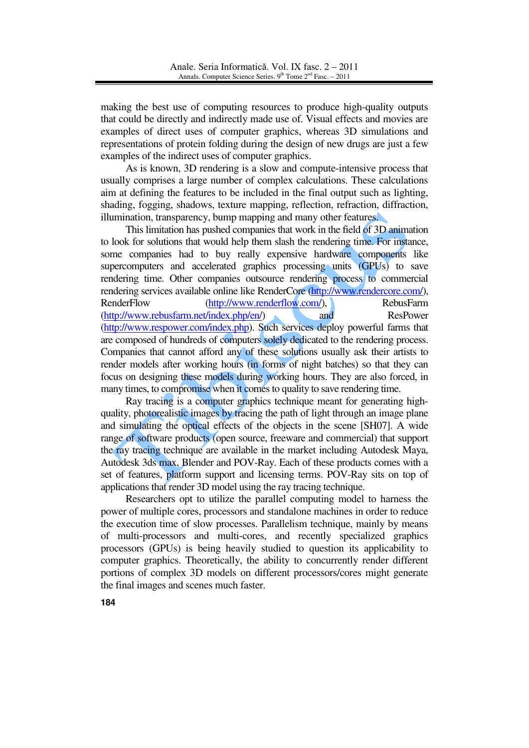making the best use of computing resources to produce high-quality outputs that could be directly and indirectly made use of. Visual effects and movies are examples of direct uses of computer graphics, whereas 3D simulations and representations of protein folding during the design of new drugs are just a few examples of the indirect uses of computer graphics.

As is known, 3D rendering is a slow and compute-intensive process that usually comprises a large number of complex calculations. These calculations aim at defining the features to be included in the final output such as lighting, shading, fogging, shadows, texture mapping, reflection, refraction, diffraction, illumination, transparency, bump mapping and many other features.

This limitation has pushed companies that work in the field of 3D animation to look for solutions that would help them slash the rendering time. For instance, some companies had to buy really expensive hardware components like supercomputers and accelerated graphics processing units (GPUs) to save rendering time. Other companies outsource rendering process to commercial rendering services available online like RenderCore (http://www.rendercore.com/), RenderFlow (http://www.renderflow.com/), RebusFarm (http://www.rebusfarm.net/index.php/en/) and ResPower (http://www.respower.com/index.php). Such services deploy powerful farms that are composed of hundreds of computers solely dedicated to the rendering process. Companies that cannot afford any of these solutions usually ask their artists to render models after working hours (in forms of night batches) so that they can focus on designing these models during working hours. They are also forced, in many times, to compromise when it comes to quality to save rendering time.

Ray tracing is a computer graphics technique meant for generating high-quality, photorealistic images by tracing the path of light through an image plane and simulating the optical effects of the objects in the scene [SH07]. A wide range of software products (open source, freeware and commercial) that support the ray tracing technique are available in the market including Autodesk Maya, Autodesk 3ds max, Blender and POV-Ray. Each of these products comes with a set of features, platform support and licensing terms. POV-Ray sits on top of applications that render 3D model using the ray tracing technique.

Researchers opt to utilize the parallel computing model to harness the power of multiple cores, processors and standalone machines in order to reduce the execution time of slow processes. Parallelism technique, mainly by means of multi-processors and multi-cores, and recently specialized graphics processors (GPUs) is being heavily studied to question its applicability to computer graphics. Theoretically, the ability to concurrently render different portions of complex 3D models on different processors/cores might generate the final images and scenes much faster.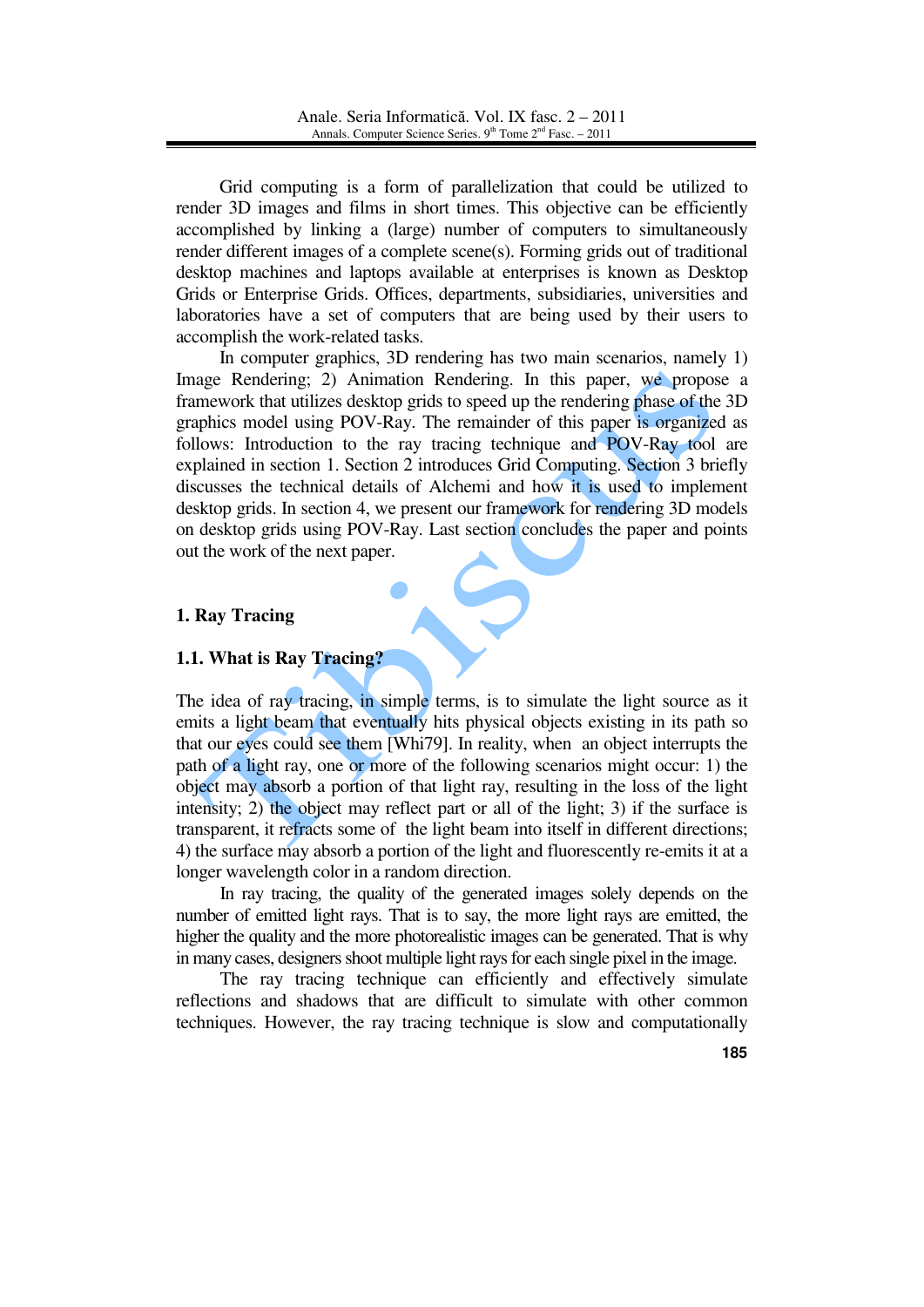Grid computing is a form of parallelization that could be utilized to render 3D images and films in short times. This objective can be efficiently accomplished by linking a (large) number of computers to simultaneously render different images of a complete scene(s). Forming grids out of traditional desktop machines and laptops available at enterprises is known as Desktop Grids or Enterprise Grids. Offices, departments, subsidiaries, universities and laboratories have a set of computers that are being used by their users to accomplish the work-related tasks.

In computer graphics, 3D rendering has two main scenarios, namely 1) Image Rendering; 2) Animation Rendering. In this paper, we propose a framework that utilizes desktop grids to speed up the rendering phase of the 3D graphics model using POV-Ray. The remainder of this paper is organized as follows: Introduction to the ray tracing technique and POV-Ray tool are explained in section 1. Section 2 introduces Grid Computing. Section 3 briefly discusses the technical details of Alchemi and how it is used to implement desktop grids. In section 4, we present our framework for rendering 3D models on desktop grids using POV-Ray. Last section concludes the paper and points out the work of the next paper.

## 1. Ray Tracing

### 1.1. What is Ray Tracing?

The idea of ray tracing, in simple terms, is to simulate the light source as it emits a light beam that eventually hits physical objects existing in its path so that our eyes could see them [Whi79]. In reality, when an object interrupts the path of a light ray, one or more of the following scenarios might occur: 1) the object may absorb a portion of that light ray, resulting in the loss of the light intensity; 2) the object may reflect part or all of the light; 3) if the surface is transparent, it refracts some of the light beam into itself in different directions; 4) the surface may absorb a portion of the light and fluorescently re-emits it at a longer wavelength color in a random direction.

In ray tracing, the quality of the generated images solely depends on the number of emitted light rays. That is to say, the more light rays are emitted, the higher the quality and the more photorealistic images can be generated. That is why in many cases, designers shoot multiple light rays for each single pixel in the image.

The ray tracing technique can efficiently and effectively simulate reflections and shadows that are difficult to simulate with other common techniques. However, the ray tracing technique is slow and computationally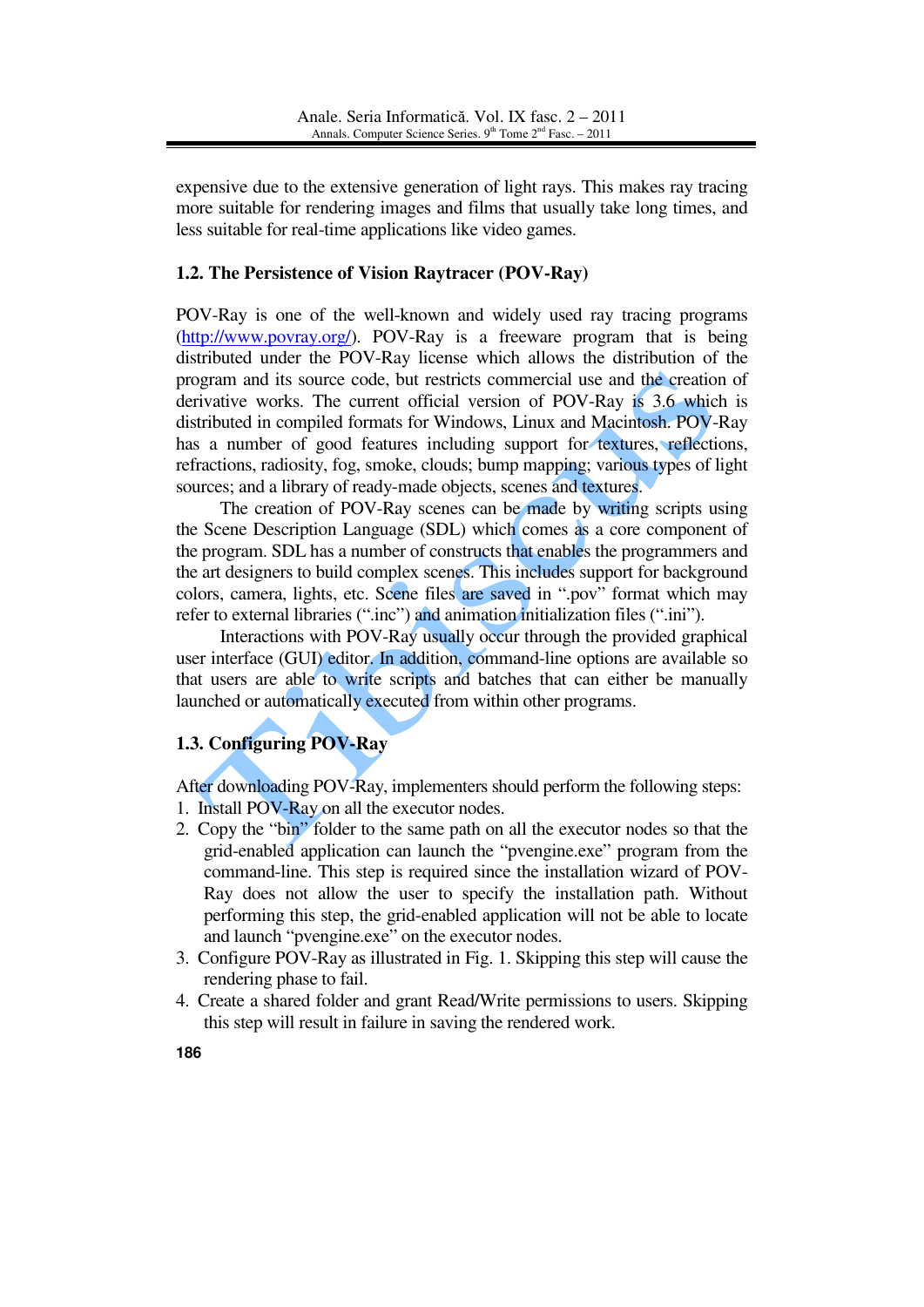expensive due to the extensive generation of light rays. This makes ray tracing more suitable for rendering images and films that usually take long times, and less suitable for real-time applications like video games.

### 1.2. The Persistence of Vision Raytracer (POV-Ray)

POV-Ray is one of the well-known and widely used ray tracing programs (http://www.povray.org/). POV-Ray is a freeware program that is being distributed under the POV-Ray license which allows the distribution of the program and its source code, but restricts commercial use and the creation of derivative works. The current official version of POV-Ray is 3.6 which is distributed in compiled formats for Windows, Linux and Macintosh. POV-Ray has a number of good features including support for textures, reflections, refractions, radiosity, fog, smoke, clouds; bump mapping; various types of light sources; and a library of ready-made objects, scenes and textures.

The creation of POV-Ray scenes can be made by writing scripts using the Scene Description Language (SDL) which comes as a core component of the program. SDL has a number of constructs that enables the programmers and the art designers to build complex scenes. This includes support for background colors, camera, lights, etc. Scene files are saved in ".pov" format which may refer to external libraries (".inc") and animation initialization files (".ini").

Interactions with POV-Ray usually occur through the provided graphical user interface (GUI) editor. In addition, command-line options are available so that users are able to write scripts and batches that can either be manually launched or automatically executed from within other programs.

### 1.3. Configuring POV-Ray

After downloading POV-Ray, implementers should perform the following steps:

1. Install POV-Ray on all the executor nodes.
2. Copy the "bin" folder to the same path on all the executor nodes so that the grid-enabled application can launch the "pvengine.exe" program from the command-line. This step is required since the installation wizard of POV-Ray does not allow the user to specify the installation path. Without performing this step, the grid-enabled application will not be able to locate and launch "pvengine.exe" on the executor nodes.
3. Configure POV-Ray as illustrated in Fig. 1. Skipping this step will cause the rendering phase to fail.
4. Create a shared folder and grant Read/Write permissions to users. Skipping this step will result in failure in saving the rendered work.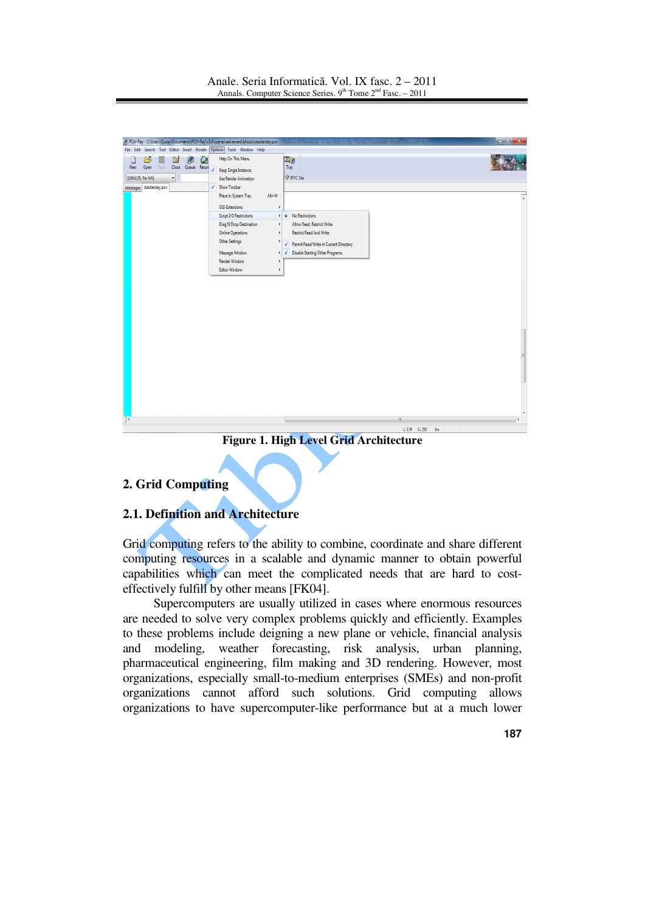Figure 1. High Level Grid Architecture

## 2. Grid Computing

### 2.1. Definition and Architecture

Grid computing refers to the ability to combine, coordinate and share different computing resources in a scalable and dynamic manner to obtain powerful capabilities which can meet the complicated needs that are hard to cost-effectively fulfill by other means [FK04].

Supercomputers are usually utilized in cases where enormous resources are needed to solve very complex problems quickly and efficiently. Examples to these problems include deigning a new plane or vehicle, financial analysis and modeling, weather forecasting, risk analysis, urban planning, pharmaceutical engineering, film making and 3D rendering. However, most organizations, especially small-to-medium enterprises (SMEs) and non-profit organizations cannot afford such solutions. Grid computing allows organizations to have supercomputer-like performance but at a much lower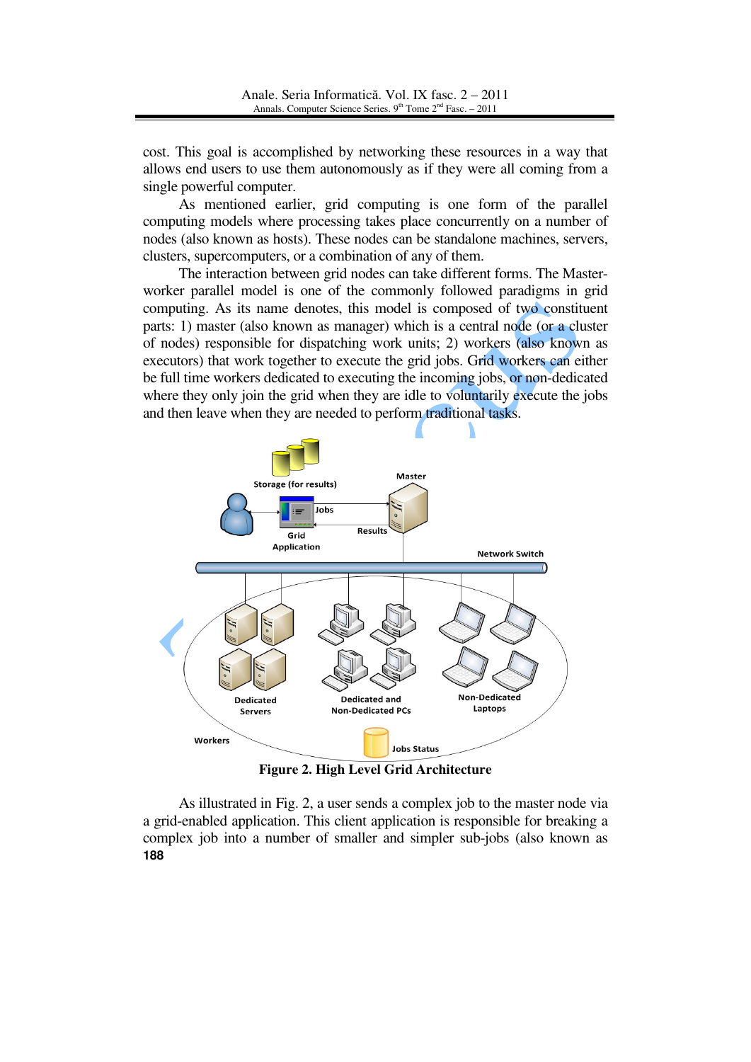cost. This goal is accomplished by networking these resources in a way that allows end users to use them autonomously as if they were all coming from a single powerful computer.

As mentioned earlier, grid computing is one form of the parallel computing models where processing takes place concurrently on a number of nodes (also known as hosts). These nodes can be standalone machines, servers, clusters, supercomputers, or a combination of any of them.

The interaction between grid nodes can take different forms. The Master-worker parallel model is one of the commonly followed paradigms in grid computing. As its name denotes, this model is composed of two constituent parts: 1) master (also known as manager) which is a central node (or a cluster of nodes) responsible for dispatching work units; 2) workers (also known as executors) that work together to execute the grid jobs. Grid workers can either be full time workers dedicated to executing the incoming jobs, or non-dedicated where they only join the grid when they are idle to voluntarily execute the jobs and then leave when they are needed to perform traditional tasks.

Storage (for results)

Master

Jobs

Results

Grid Application

Network Switch

Dedicated Servers

Dedicated and Non-Dedicated PCs

Non-Dedicated Laptops

Workers

Jobs Status

**Figure 2. High Level Grid Architecture**

As illustrated in Fig. 2, a user sends a complex job to the master node via a grid-enabled application. This client application is responsible for breaking a complex job into a number of smaller and simpler sub-jobs (also known as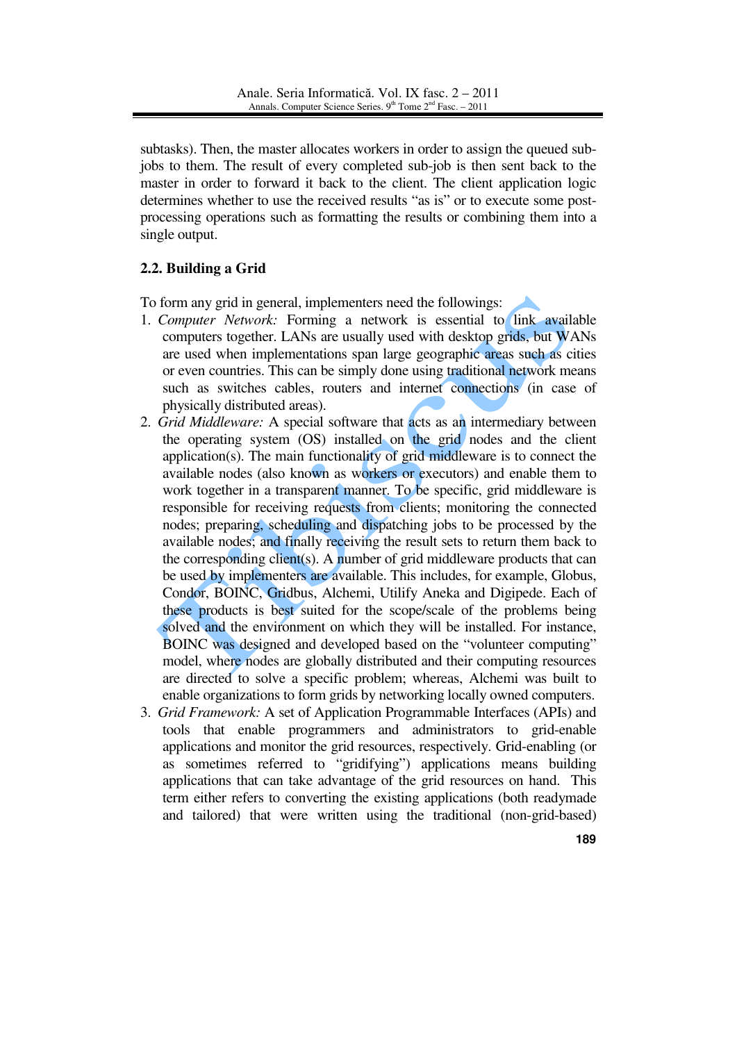subtasks). Then, the master allocates workers in order to assign the queued sub-jobs to them. The result of every completed sub-job is then sent back to the master in order to forward it back to the client. The client application logic determines whether to use the received results "as is" or to execute some post-processing operations such as formatting the results or combining them into a single output.

### 2.2. Building a Grid

To form any grid in general, implementers need the followings:

1. *Computer Network:* Forming a network is essential to link available computers together. LANs are usually used with desktop grids, but WANs are used when implementations span large geographic areas such as cities or even countries. This can be simply done using traditional network means such as switches cables, routers and internet connections (in case of physically distributed areas).
2. *Grid Middleware:* A special software that acts as an intermediary between the operating system (OS) installed on the grid nodes and the client application(s). The main functionality of grid middleware is to connect the available nodes (also known as workers or executors) and enable them to work together in a transparent manner. To be specific, grid middleware is responsible for receiving requests from clients; monitoring the connected nodes; preparing, scheduling and dispatching jobs to be processed by the available nodes; and finally receiving the result sets to return them back to the corresponding client(s). A number of grid middleware products that can be used by implementers are available. This includes, for example, Globus, Condor, BOINC, Gridbus, Alchemi, Utilify Aneka and Digipede. Each of these products is best suited for the scope/scale of the problems being solved and the environment on which they will be installed. For instance, BOINC was designed and developed based on the "volunteer computing" model, where nodes are globally distributed and their computing resources are directed to solve a specific problem; whereas, Alchemi was built to enable organizations to form grids by networking locally owned computers.
3. *Grid Framework:* A set of Application Programmable Interfaces (APIs) and tools that enable programmers and administrators to grid-enable applications and monitor the grid resources, respectively. Grid-enabling (or as sometimes referred to "gridifying") applications means building applications that can take advantage of the grid resources on hand. This term either refers to converting the existing applications (both readymade and tailored) that were written using the traditional (non-grid-based)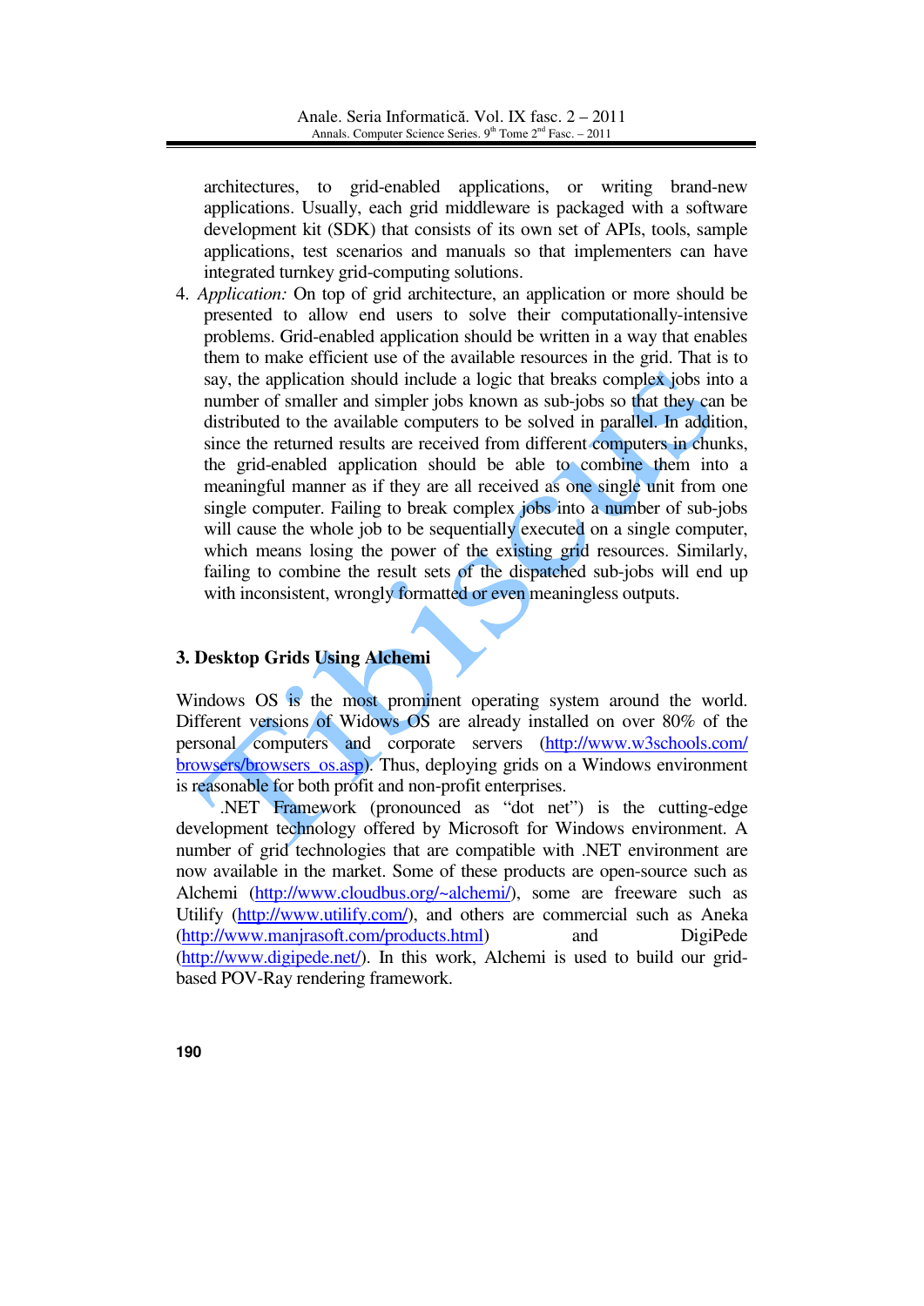architectures, to grid-enabled applications, or writing brand-new applications. Usually, each grid middleware is packaged with a software development kit (SDK) that consists of its own set of APIs, tools, sample applications, test scenarios and manuals so that implementers can have integrated turnkey grid-computing solutions.

4. *Application:* On top of grid architecture, an application or more should be presented to allow end users to solve their computationally-intensive problems. Grid-enabled application should be written in a way that enables them to make efficient use of the available resources in the grid. That is to say, the application should include a logic that breaks complex jobs into a number of smaller and simpler jobs known as sub-jobs so that they can be distributed to the available computers to be solved in parallel. In addition, since the returned results are received from different computers in chunks, the grid-enabled application should be able to combine them into a meaningful manner as if they are all received as one single unit from one single computer. Failing to break complex jobs into a number of sub-jobs will cause the whole job to be sequentially executed on a single computer, which means losing the power of the existing grid resources. Similarly, failing to combine the result sets of the dispatched sub-jobs will end up with inconsistent, wrongly formatted or even meaningless outputs.

## 3. Desktop Grids Using Alchemi

Windows OS is the most prominent operating system around the world. Different versions of Widows OS are already installed on over 80% of the personal computers and corporate servers (http://www.w3schools.com/browsers/browsers_os.asp). Thus, deploying grids on a Windows environment is reasonable for both profit and non-profit enterprises.

.NET Framework (pronounced as "dot net") is the cutting-edge development technology offered by Microsoft for Windows environment. A number of grid technologies that are compatible with .NET environment are now available in the market. Some of these products are open-source such as Alchemi (http://www.cloudbus.org/~alchemi/), some are freeware such as Utilify (http://www.utilify.com/), and others are commercial such as Aneka (http://www.manjrasoft.com/products.html) and DigiPede (http://www.digipede.net/). In this work, Alchemi is used to build our grid-based POV-Ray rendering framework.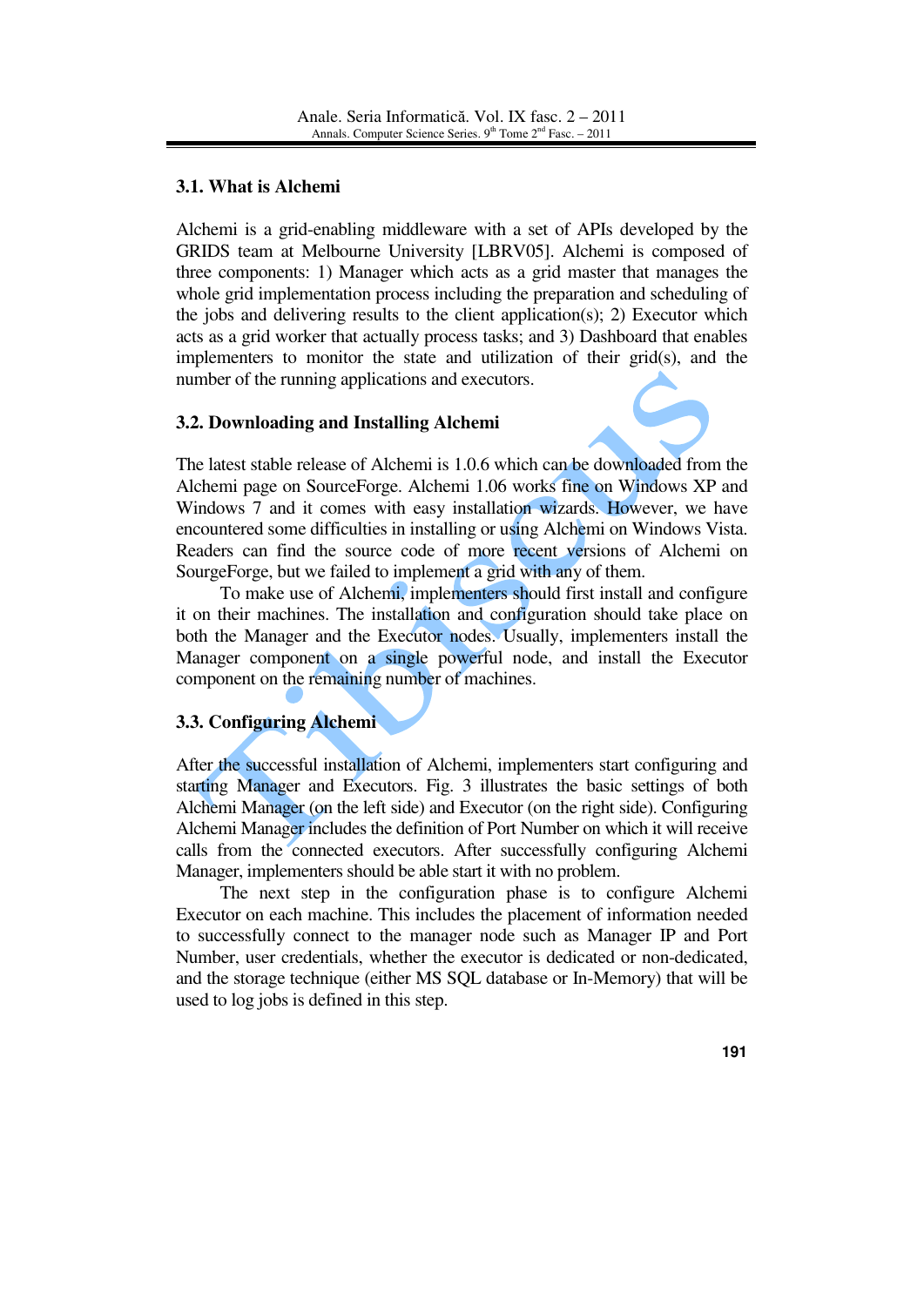### 3.1. What is Alchemi

Alchemi is a grid-enabling middleware with a set of APIs developed by the GRIDS team at Melbourne University [LBRV05]. Alchemi is composed of three components: 1) Manager which acts as a grid master that manages the whole grid implementation process including the preparation and scheduling of the jobs and delivering results to the client application(s); 2) Executor which acts as a grid worker that actually process tasks; and 3) Dashboard that enables implementers to monitor the state and utilization of their grid(s), and the number of the running applications and executors.

### 3.2. Downloading and Installing Alchemi

The latest stable release of Alchemi is 1.0.6 which can be downloaded from the Alchemi page on SourceForge. Alchemi 1.06 works fine on Windows XP and Windows 7 and it comes with easy installation wizards. However, we have encountered some difficulties in installing or using Alchemi on Windows Vista. Readers can find the source code of more recent versions of Alchemi on SourgeForge, but we failed to implement a grid with any of them.

To make use of Alchemi, implementers should first install and configure it on their machines. The installation and configuration should take place on both the Manager and the Executor nodes. Usually, implementers install the Manager component on a single powerful node, and install the Executor component on the remaining number of machines.

### 3.3. Configuring Alchemi

After the successful installation of Alchemi, implementers start configuring and starting Manager and Executors. Fig. 3 illustrates the basic settings of both Alchemi Manager (on the left side) and Executor (on the right side). Configuring Alchemi Manager includes the definition of Port Number on which it will receive calls from the connected executors. After successfully configuring Alchemi Manager, implementers should be able start it with no problem.

The next step in the configuration phase is to configure Alchemi Executor on each machine. This includes the placement of information needed to successfully connect to the manager node such as Manager IP and Port Number, user credentials, whether the executor is dedicated or non-dedicated, and the storage technique (either MS SQL database or In-Memory) that will be used to log jobs is defined in this step.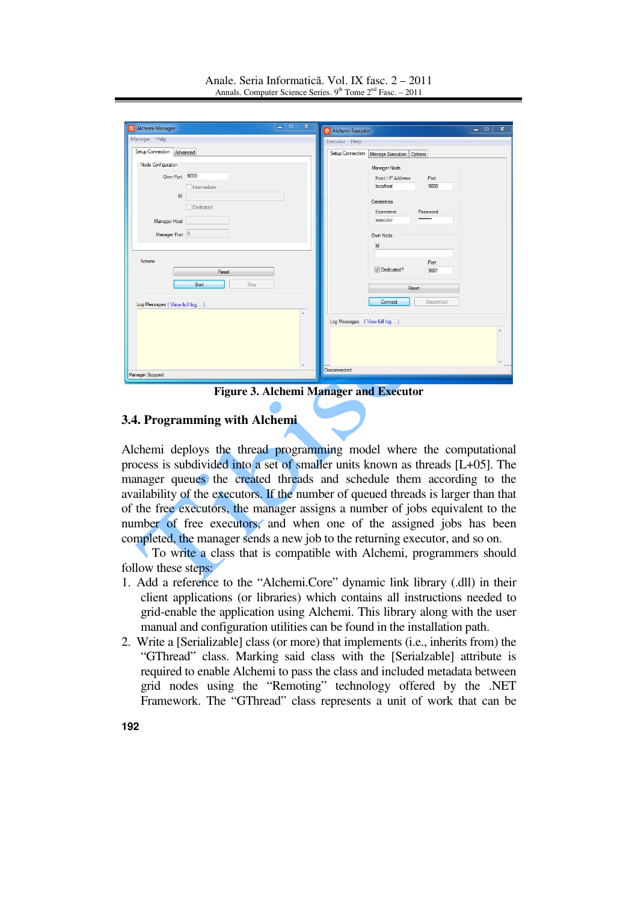**Figure 3. Alchemi Manager and Executor**

### 3.4. Programming with Alchemi

Alchemi deploys the thread programming model where the computational process is subdivided into a set of smaller units known as threads [L+05]. The manager queues the created threads and schedule them according to the availability of the executors. If the number of queued threads is larger than that of the free executors, the manager assigns a number of jobs equivalent to the number of free executors, and when one of the assigned jobs has been completed, the manager sends a new job to the returning executor, and so on.

To write a class that is compatible with Alchemi, programmers should follow these steps:

1. Add a reference to the “Alchemi.Core” dynamic link library (.dll) in their client applications (or libraries) which contains all instructions needed to grid-enable the application using Alchemi. This library along with the user manual and configuration utilities can be found in the installation path.
2. Write a [Serializable] class (or more) that implements (i.e., inherits from) the “GThread” class. Marking said class with the [Serialzable] attribute is required to enable Alchemi to pass the class and included metadata between grid nodes using the “Remoting” technology offered by the .NET Framework. The “GThread” class represents a unit of work that can be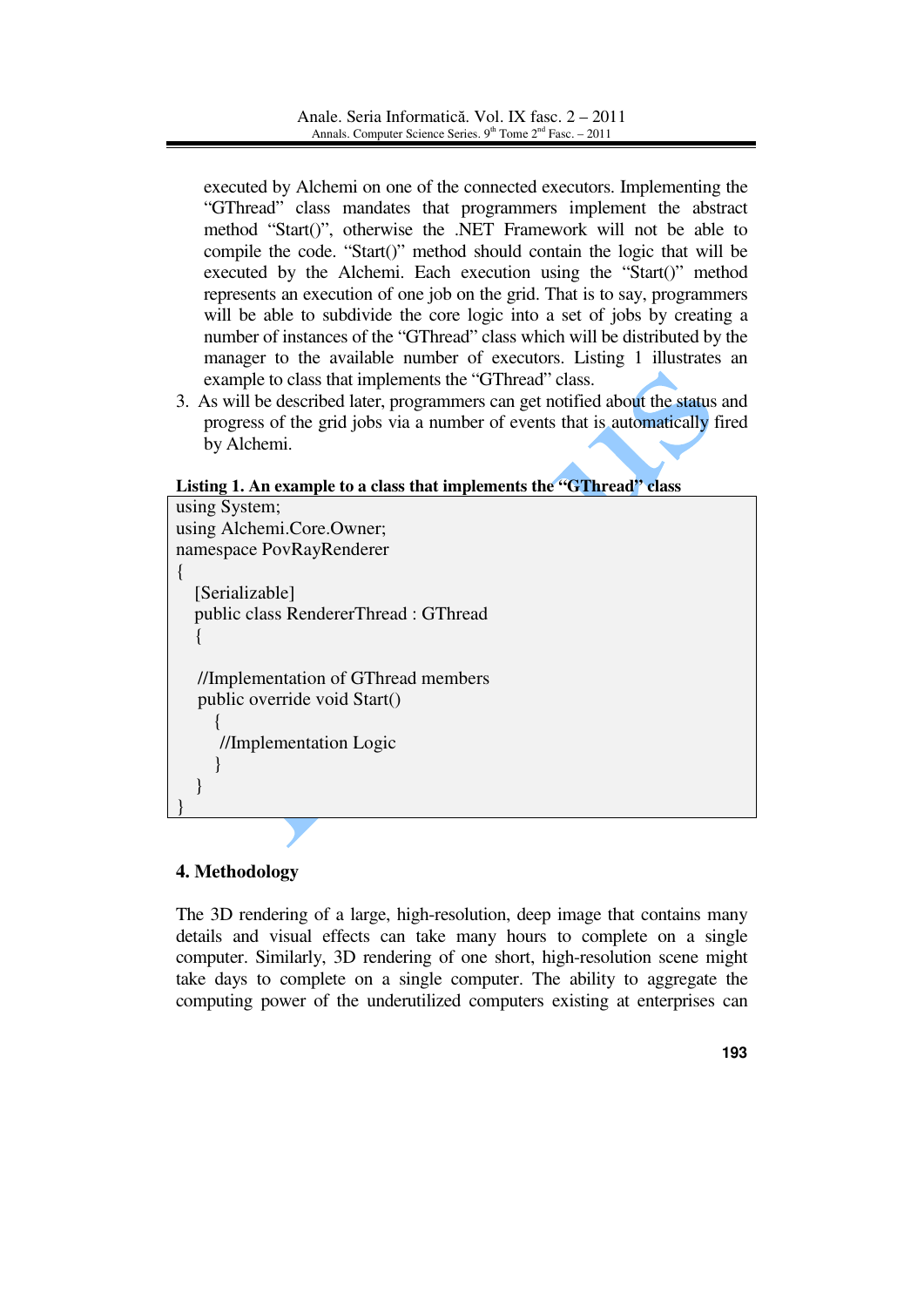executed by Alchemi on one of the connected executors. Implementing the "GThread" class mandates that programmers implement the abstract method "Start()", otherwise the .NET Framework will not be able to compile the code. "Start()" method should contain the logic that will be executed by the Alchemi. Each execution using the "Start()" method represents an execution of one job on the grid. That is to say, programmers will be able to subdivide the core logic into a set of jobs by creating a number of instances of the "GThread" class which will be distributed by the manager to the available number of executors. Listing 1 illustrates an example to class that implements the "GThread" class.

3. As will be described later, programmers can get notified about the status and progress of the grid jobs via a number of events that is automatically fired by Alchemi.

**Listing 1. An example to a class that implements the "GThread" class**

```
using System;
using Alchemi.Core.Owner;
namespace PovRayRenderer
{
  [Serializable]
  public class RendererThread : GThread
  {

   //Implementation of GThread members
   public override void Start()
     {
      //Implementation Logic
     }
  }
}
```

## 4. Methodology

The 3D rendering of a large, high-resolution, deep image that contains many details and visual effects can take many hours to complete on a single computer. Similarly, 3D rendering of one short, high-resolution scene might take days to complete on a single computer. The ability to aggregate the computing power of the underutilized computers existing at enterprises can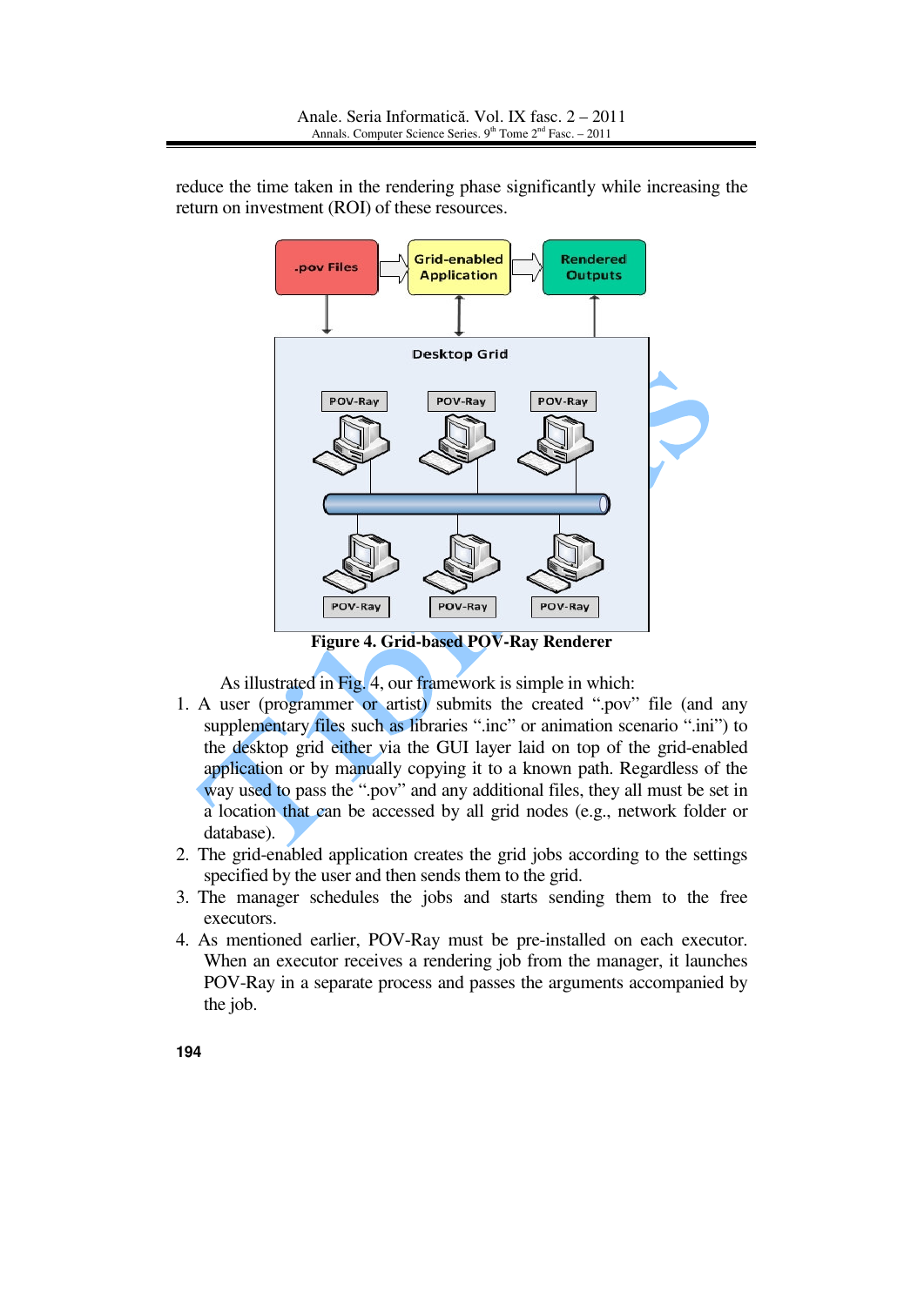reduce the time taken in the rendering phase significantly while increasing the return on investment (ROI) of these resources.

.pov Files

Grid-enabled Application

Rendered Outputs

Desktop Grid

POV-Ray

POV-Ray

POV-Ray

POV-Ray

POV-Ray

POV-Ray

**Figure 4. Grid-based POV-Ray Renderer**

As illustrated in Fig. 4, our framework is simple in which:

1. A user (programmer or artist) submits the created ".pov" file (and any supplementary files such as libraries ".inc" or animation scenario ".ini") to the desktop grid either via the GUI layer laid on top of the grid-enabled application or by manually copying it to a known path. Regardless of the way used to pass the ".pov" and any additional files, they all must be set in a location that can be accessed by all grid nodes (e.g., network folder or database).
2. The grid-enabled application creates the grid jobs according to the settings specified by the user and then sends them to the grid.
3. The manager schedules the jobs and starts sending them to the free executors.
4. As mentioned earlier, POV-Ray must be pre-installed on each executor. When an executor receives a rendering job from the manager, it launches POV-Ray in a separate process and passes the arguments accompanied by the job.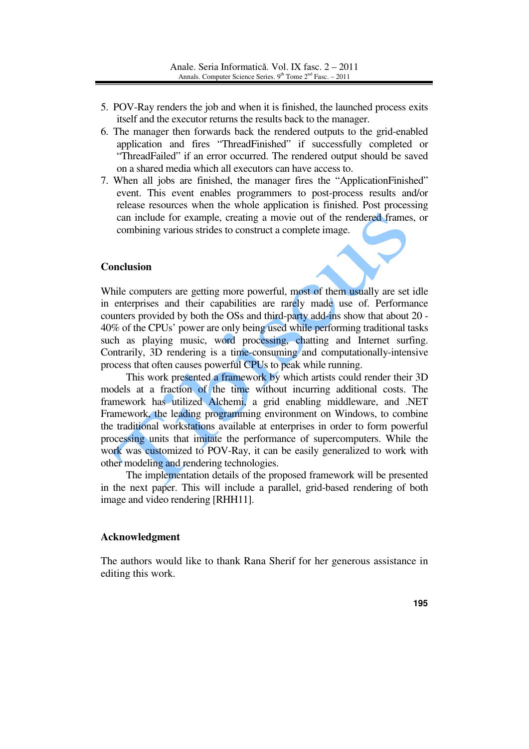5. POV-Ray renders the job and when it is finished, the launched process exits itself and the executor returns the results back to the manager.
6. The manager then forwards back the rendered outputs to the grid-enabled application and fires "ThreadFinished" if successfully completed or "ThreadFailed" if an error occurred. The rendered output should be saved on a shared media which all executors can have access to.
7. When all jobs are finished, the manager fires the "ApplicationFinished" event. This event enables programmers to post-process results and/or release resources when the whole application is finished. Post processing can include for example, creating a movie out of the rendered frames, or combining various strides to construct a complete image.

## Conclusion

While computers are getting more powerful, most of them usually are set idle in enterprises and their capabilities are rarely made use of. Performance counters provided by both the OSs and third-party add-ins show that about 20 - 40% of the CPUs' power are only being used while performing traditional tasks such as playing music, word processing, chatting and Internet surfing. Contrarily, 3D rendering is a time-consuming and computationally-intensive process that often causes powerful CPUs to peak while running.

This work presented a framework by which artists could render their 3D models at a fraction of the time without incurring additional costs. The framework has utilized Alchemi, a grid enabling middleware, and .NET Framework, the leading programming environment on Windows, to combine the traditional workstations available at enterprises in order to form powerful processing units that imitate the performance of supercomputers. While the work was customized to POV-Ray, it can be easily generalized to work with other modeling and rendering technologies.

The implementation details of the proposed framework will be presented in the next paper. This will include a parallel, grid-based rendering of both image and video rendering [RHH11].

## Acknowledgment

The authors would like to thank Rana Sherif for her generous assistance in editing this work.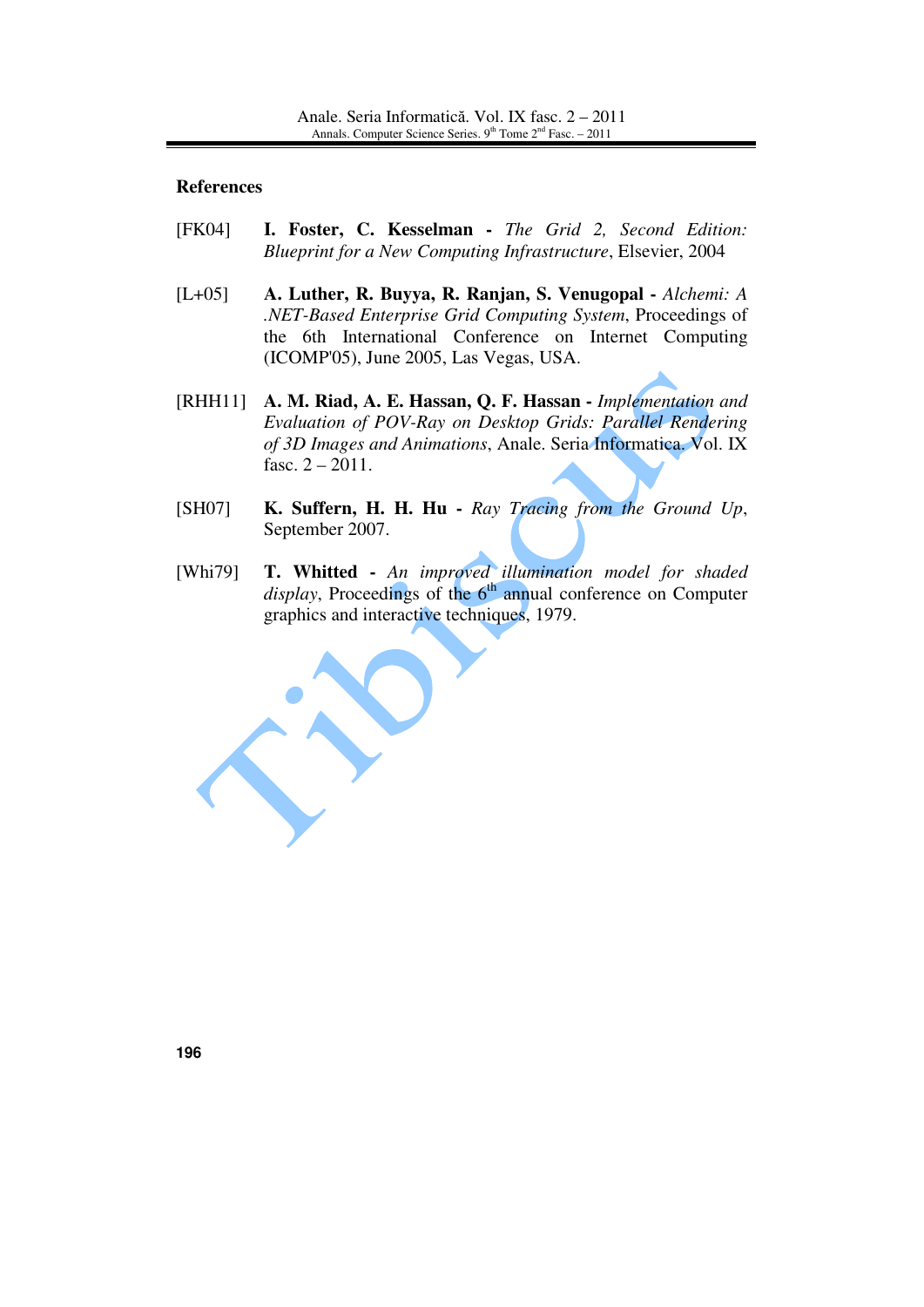## References

[FK04] **I. Foster, C. Kesselman -** *The Grid 2, Second Edition: Blueprint for a New Computing Infrastructure*, Elsevier, 2004

[L+05] **A. Luther, R. Buyya, R. Ranjan, S. Venugopal -** *Alchemi: A .NET-Based Enterprise Grid Computing System*, Proceedings of the 6th International Conference on Internet Computing (ICOMP'05), June 2005, Las Vegas, USA.

[RHH11] **A. M. Riad, A. E. Hassan, Q. F. Hassan -** *Implementation and Evaluation of POV-Ray on Desktop Grids: Parallel Rendering of 3D Images and Animations*, Anale. Seria Informatica. Vol. IX fasc. 2 – 2011.

[SH07] **K. Suffern, H. H. Hu -** *Ray Tracing from the Ground Up*, September 2007.

[Whi79] **T. Whitted -** *An improved illumination model for shaded display*, Proceedings of the 6th annual conference on Computer graphics and interactive techniques, 1979.